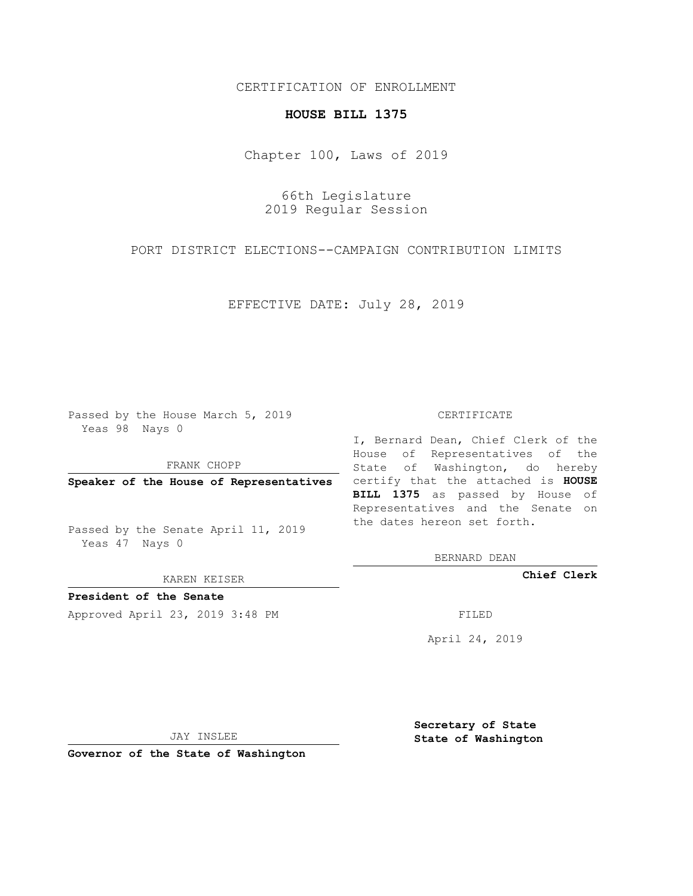CERTIFICATION OF ENROLLMENT

**HOUSE BILL 1375**

Chapter 100, Laws of 2019

66th Legislature
2019 Regular Session

PORT DISTRICT ELECTIONS--CAMPAIGN CONTRIBUTION LIMITS

EFFECTIVE DATE: July 28, 2019

Passed by the House March 5, 2019
Yeas 98 Nays 0

FRANK CHOPP

**Speaker of the House of Representatives**

Passed by the Senate April 11, 2019
Yeas 47 Nays 0

KAREN KEISER

**President of the Senate**

Approved April 23, 2019 3:48 PM

JAY INSLEE

**Governor of the State of Washington**

CERTIFICATE

I, Bernard Dean, Chief Clerk of the House of Representatives of the State of Washington, do hereby certify that the attached is **HOUSE BILL 1375** as passed by House of Representatives and the Senate on the dates hereon set forth.

BERNARD DEAN

**Chief Clerk**

FILED

April 24, 2019

**Secretary of State**
**State of Washington**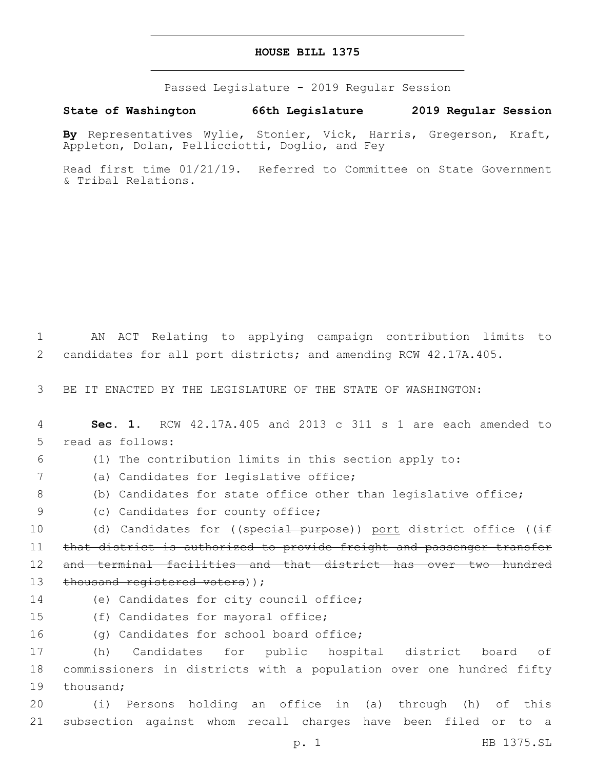# HOUSE BILL 1375

Passed Legislature - 2019 Regular Session

**State of Washington 66th Legislature 2019 Regular Session**

**By** Representatives Wylie, Stonier, Vick, Harris, Gregerson, Kraft, Appleton, Dolan, Pellicciotti, Doglio, and Fey

Read first time 01/21/19. Referred to Committee on State Government & Tribal Relations.

1 AN ACT Relating to applying campaign contribution limits to
2 candidates for all port districts; and amending RCW 42.17A.405.

3 BE IT ENACTED BY THE LEGISLATURE OF THE STATE OF WASHINGTON:

4 **Sec. 1.** RCW 42.17A.405 and 2013 c 311 s 1 are each amended to
5 read as follows:

6 (1) The contribution limits in this section apply to:

7 (a) Candidates for legislative office;

8 (b) Candidates for state office other than legislative office;

9 (c) Candidates for county office;

10 (d) Candidates for ((~~special purpose~~)) <u>port</u> district office ((~~if~~
11 ~~that district is authorized to provide freight and passenger transfer~~
12 ~~and terminal facilities and that district has over two hundred~~
13 ~~thousand registered voters~~));

14 (e) Candidates for city council office;

15 (f) Candidates for mayoral office;

16 (g) Candidates for school board office;

17 (h) Candidates for public hospital district board of
18 commissioners in districts with a population over one hundred fifty
19 thousand;

20 (i) Persons holding an office in (a) through (h) of this
21 subsection against whom recall charges have been filed or to a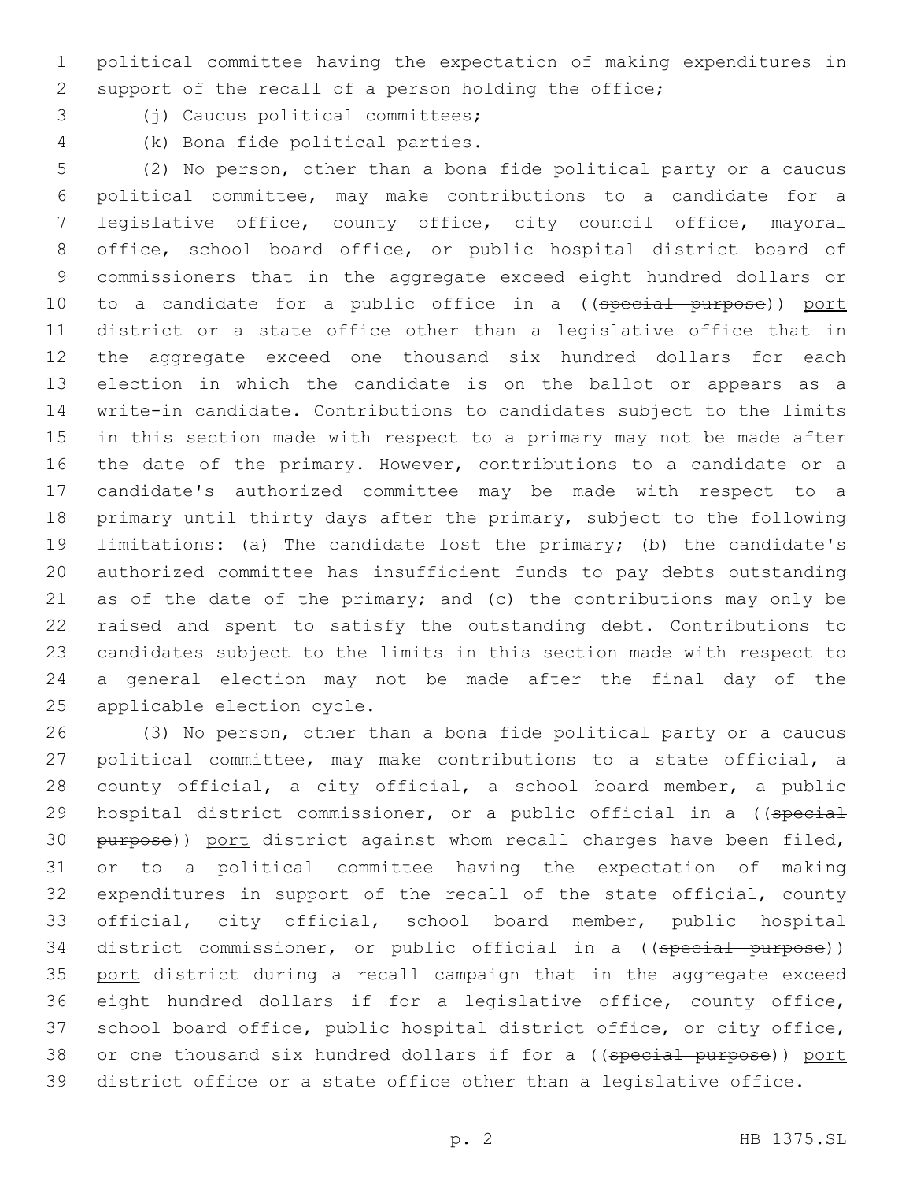political committee having the expectation of making expenditures in support of the recall of a person holding the office;

(j) Caucus political committees;

(k) Bona fide political parties.

(2) No person, other than a bona fide political party or a caucus political committee, may make contributions to a candidate for a legislative office, county office, city council office, mayoral office, school board office, or public hospital district board of commissioners that in the aggregate exceed eight hundred dollars or to a candidate for a public office in a ((~~special purpose~~)) <u>port</u> district or a state office other than a legislative office that in the aggregate exceed one thousand six hundred dollars for each election in which the candidate is on the ballot or appears as a write-in candidate. Contributions to candidates subject to the limits in this section made with respect to a primary may not be made after the date of the primary. However, contributions to a candidate or a candidate's authorized committee may be made with respect to a primary until thirty days after the primary, subject to the following limitations: (a) The candidate lost the primary; (b) the candidate's authorized committee has insufficient funds to pay debts outstanding as of the date of the primary; and (c) the contributions may only be raised and spent to satisfy the outstanding debt. Contributions to candidates subject to the limits in this section made with respect to a general election may not be made after the final day of the applicable election cycle.

(3) No person, other than a bona fide political party or a caucus political committee, may make contributions to a state official, a county official, a city official, a school board member, a public hospital district commissioner, or a public official in a ((~~special purpose~~)) <u>port</u> district against whom recall charges have been filed, or to a political committee having the expectation of making expenditures in support of the recall of the state official, county official, city official, school board member, public hospital district commissioner, or public official in a ((~~special purpose~~)) <u>port</u> district during a recall campaign that in the aggregate exceed eight hundred dollars if for a legislative office, county office, school board office, public hospital district office, or city office, or one thousand six hundred dollars if for a ((~~special purpose~~)) <u>port</u> district office or a state office other than a legislative office.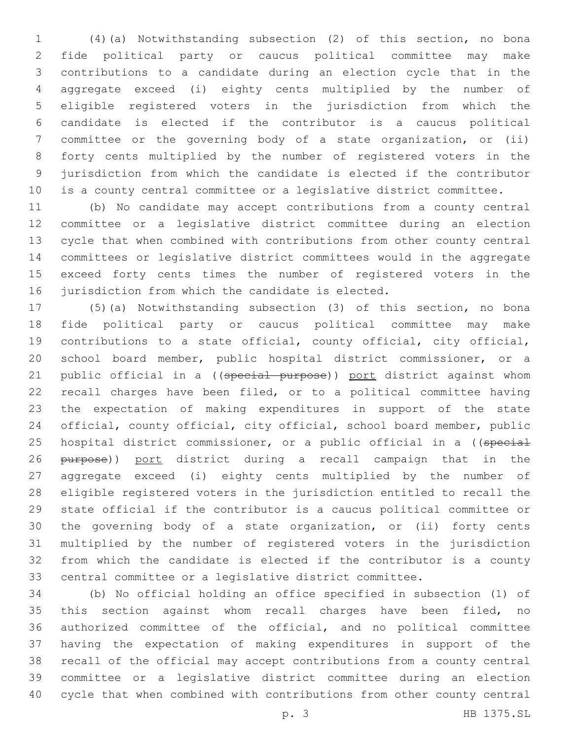(4)(a) Notwithstanding subsection (2) of this section, no bona fide political party or caucus political committee may make contributions to a candidate during an election cycle that in the aggregate exceed (i) eighty cents multiplied by the number of eligible registered voters in the jurisdiction from which the candidate is elected if the contributor is a caucus political committee or the governing body of a state organization, or (ii) forty cents multiplied by the number of registered voters in the jurisdiction from which the candidate is elected if the contributor is a county central committee or a legislative district committee.

(b) No candidate may accept contributions from a county central committee or a legislative district committee during an election cycle that when combined with contributions from other county central committees or legislative district committees would in the aggregate exceed forty cents times the number of registered voters in the jurisdiction from which the candidate is elected.

(5)(a) Notwithstanding subsection (3) of this section, no bona fide political party or caucus political committee may make contributions to a state official, county official, city official, school board member, public hospital district commissioner, or a public official in a ((~~special purpose~~)) <u>port</u> district against whom recall charges have been filed, or to a political committee having the expectation of making expenditures in support of the state official, county official, city official, school board member, public hospital district commissioner, or a public official in a ((~~special purpose~~)) <u>port</u> district during a recall campaign that in the aggregate exceed (i) eighty cents multiplied by the number of eligible registered voters in the jurisdiction entitled to recall the state official if the contributor is a caucus political committee or the governing body of a state organization, or (ii) forty cents multiplied by the number of registered voters in the jurisdiction from which the candidate is elected if the contributor is a county central committee or a legislative district committee.

(b) No official holding an office specified in subsection (1) of this section against whom recall charges have been filed, no authorized committee of the official, and no political committee having the expectation of making expenditures in support of the recall of the official may accept contributions from a county central committee or a legislative district committee during an election cycle that when combined with contributions from other county central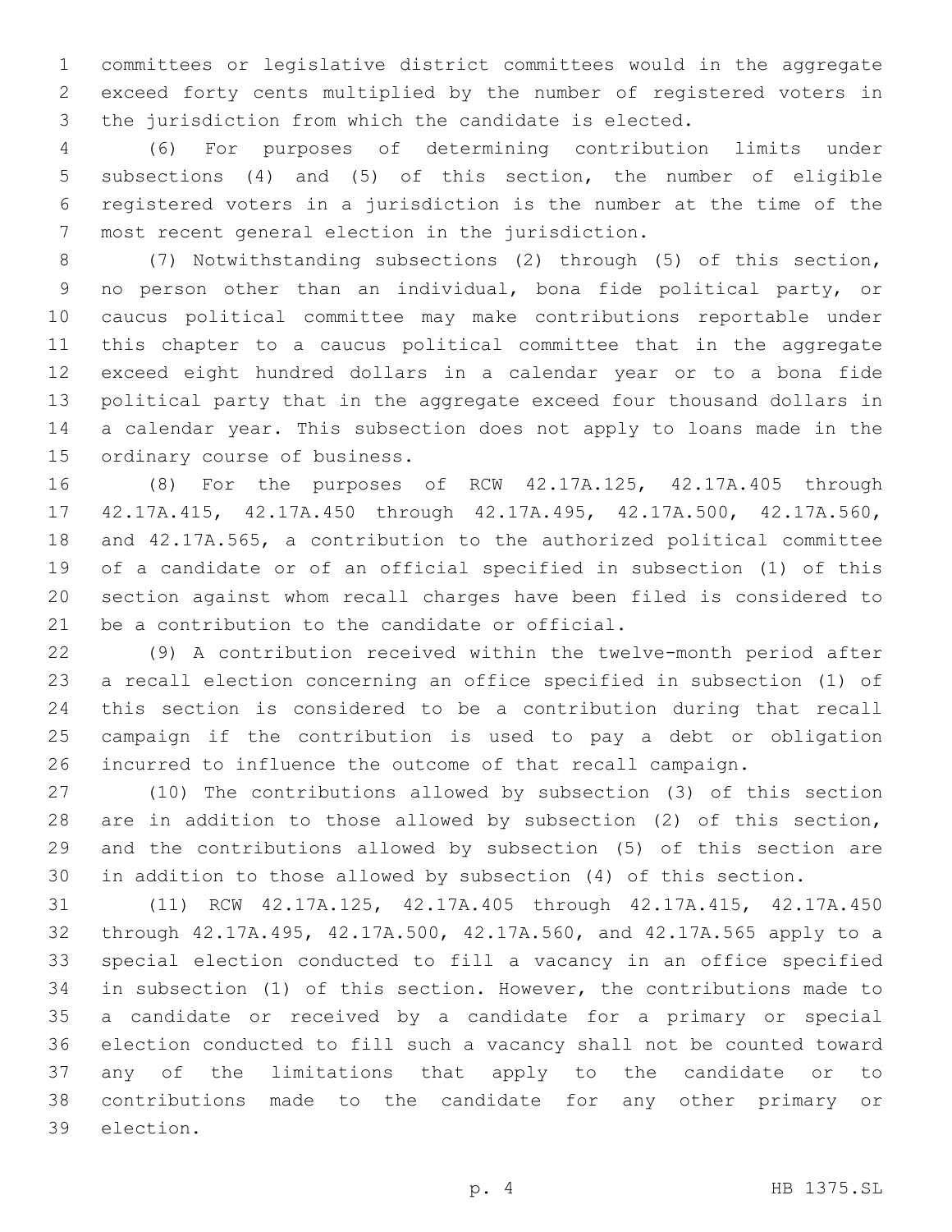committees or legislative district committees would in the aggregate exceed forty cents multiplied by the number of registered voters in the jurisdiction from which the candidate is elected.

(6) For purposes of determining contribution limits under subsections (4) and (5) of this section, the number of eligible registered voters in a jurisdiction is the number at the time of the most recent general election in the jurisdiction.

(7) Notwithstanding subsections (2) through (5) of this section, no person other than an individual, bona fide political party, or caucus political committee may make contributions reportable under this chapter to a caucus political committee that in the aggregate exceed eight hundred dollars in a calendar year or to a bona fide political party that in the aggregate exceed four thousand dollars in a calendar year. This subsection does not apply to loans made in the ordinary course of business.

(8) For the purposes of RCW 42.17A.125, 42.17A.405 through 42.17A.415, 42.17A.450 through 42.17A.495, 42.17A.500, 42.17A.560, and 42.17A.565, a contribution to the authorized political committee of a candidate or of an official specified in subsection (1) of this section against whom recall charges have been filed is considered to be a contribution to the candidate or official.

(9) A contribution received within the twelve-month period after a recall election concerning an office specified in subsection (1) of this section is considered to be a contribution during that recall campaign if the contribution is used to pay a debt or obligation incurred to influence the outcome of that recall campaign.

(10) The contributions allowed by subsection (3) of this section are in addition to those allowed by subsection (2) of this section, and the contributions allowed by subsection (5) of this section are in addition to those allowed by subsection (4) of this section.

(11) RCW 42.17A.125, 42.17A.405 through 42.17A.415, 42.17A.450 through 42.17A.495, 42.17A.500, 42.17A.560, and 42.17A.565 apply to a special election conducted to fill a vacancy in an office specified in subsection (1) of this section. However, the contributions made to a candidate or received by a candidate for a primary or special election conducted to fill such a vacancy shall not be counted toward any of the limitations that apply to the candidate or to contributions made to the candidate for any other primary or election.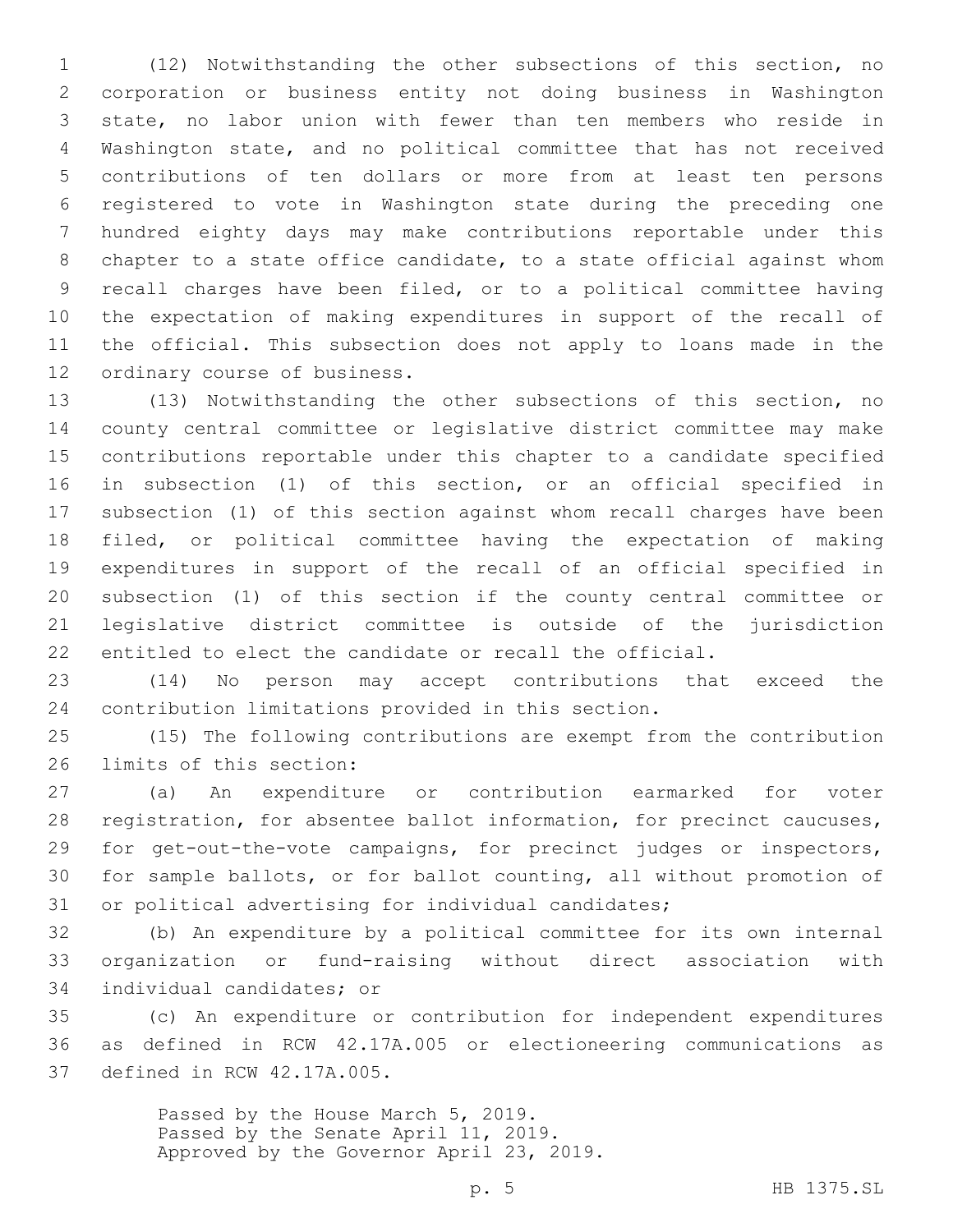(12) Notwithstanding the other subsections of this section, no corporation or business entity not doing business in Washington state, no labor union with fewer than ten members who reside in Washington state, and no political committee that has not received contributions of ten dollars or more from at least ten persons registered to vote in Washington state during the preceding one hundred eighty days may make contributions reportable under this chapter to a state office candidate, to a state official against whom recall charges have been filed, or to a political committee having the expectation of making expenditures in support of the recall of the official. This subsection does not apply to loans made in the ordinary course of business.

(13) Notwithstanding the other subsections of this section, no county central committee or legislative district committee may make contributions reportable under this chapter to a candidate specified in subsection (1) of this section, or an official specified in subsection (1) of this section against whom recall charges have been filed, or political committee having the expectation of making expenditures in support of the recall of an official specified in subsection (1) of this section if the county central committee or legislative district committee is outside of the jurisdiction entitled to elect the candidate or recall the official.

(14) No person may accept contributions that exceed the contribution limitations provided in this section.

(15) The following contributions are exempt from the contribution limits of this section:

(a) An expenditure or contribution earmarked for voter registration, for absentee ballot information, for precinct caucuses, for get-out-the-vote campaigns, for precinct judges or inspectors, for sample ballots, or for ballot counting, all without promotion of or political advertising for individual candidates;

(b) An expenditure by a political committee for its own internal organization or fund-raising without direct association with individual candidates; or

(c) An expenditure or contribution for independent expenditures as defined in RCW 42.17A.005 or electioneering communications as defined in RCW 42.17A.005.

Passed by the House March 5, 2019.
Passed by the Senate April 11, 2019.
Approved by the Governor April 23, 2019.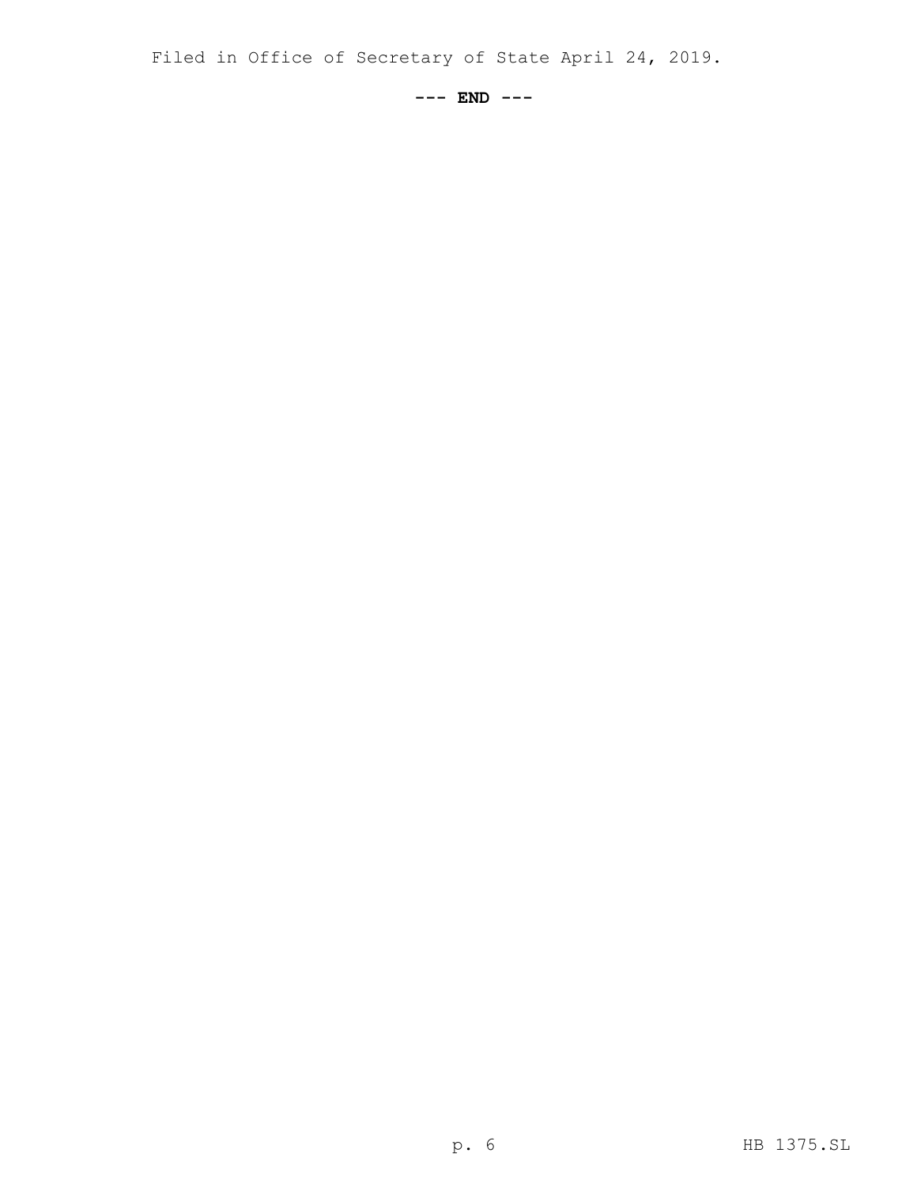Filed in Office of Secretary of State April 24, 2019.

**--- END ---**